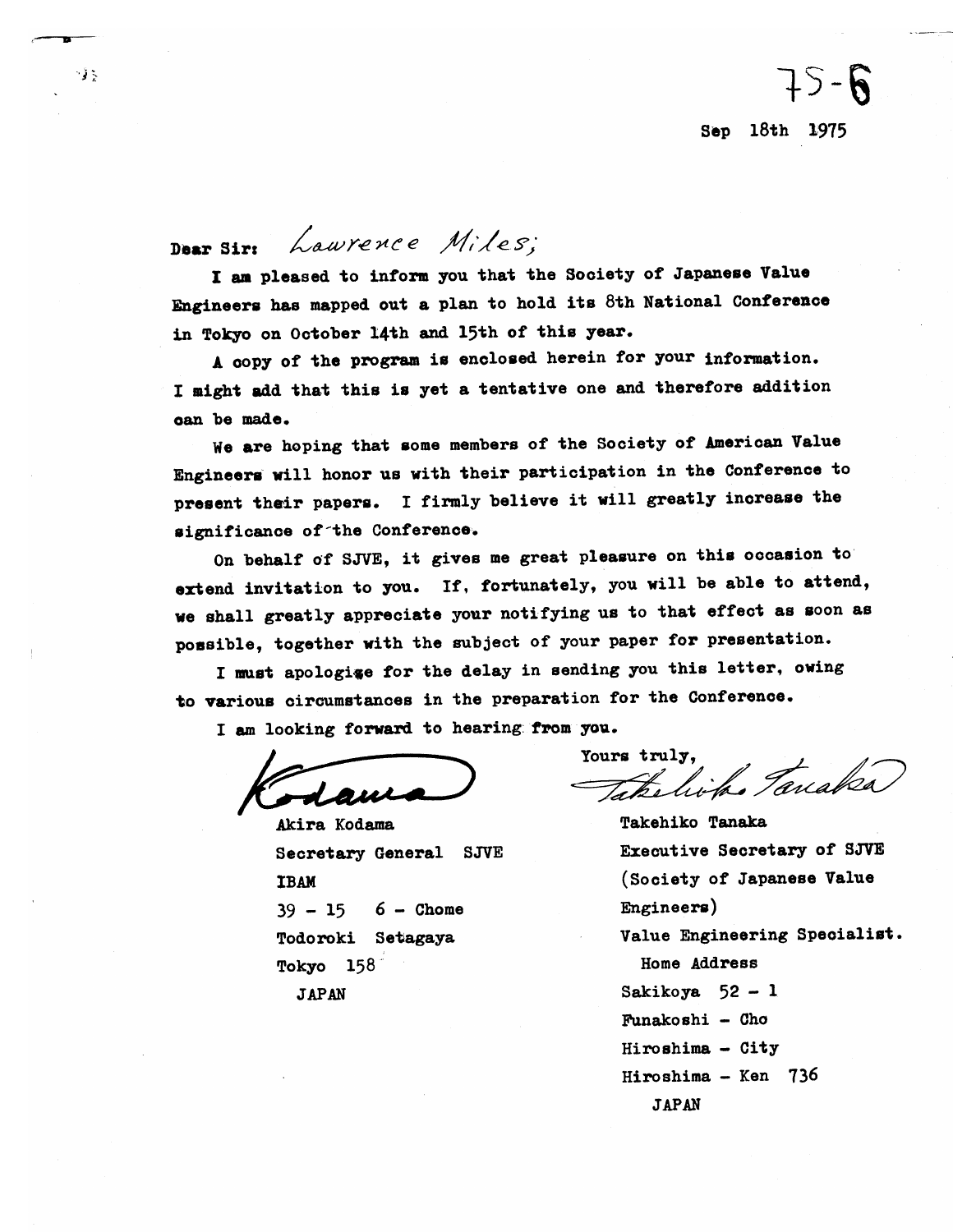75-6

Sep 18th 1975

Dear Sir: Lawrence Miles;

I am pleased to inform you that the Society of Japanese Value Engineers has mapped out a plan to hold its 8th National Conference in Tokyo on October 14th and 15th of this year.

A copy of the program is enclosed herein for your information. I might add that this is yet a tentative one and therefore addition can be made.

We are hoping that some members of the Society of American Value Engineers will honor us with their participation in the Conference to present their papers. I firmly believe it will greatly increase the significance of the Conference.

On behalf of SJVE, it gives me great pleasure on this occasion to extend invitation to you. If, fortunately, you will be able to attend, we shall greatly appreciate your notifying us to that effect as soon as possible, together with the subject of your paper for presentation.

I must apologise for the delay in sending you this letter, owing to various circumstances in the preparation for the Conference.

I am looking forward to hearing from you.

Yours truly,

Kodama

Akira Kodama
Secretary General SJVE
IBAM
39 - 15 6 - Chome
Todoroki Setagaya
Tokyo 158
JAPAN

Takehiko Tanaka

Takehiko Tanaka
Executive Secretary of SJVE
(Society of Japanese Value Engineers)
Value Engineering Specialist.
Home Address
Sakikoya 52 - 1
Funakoshi - Cho
Hiroshima - City
Hiroshima - Ken 736
JAPAN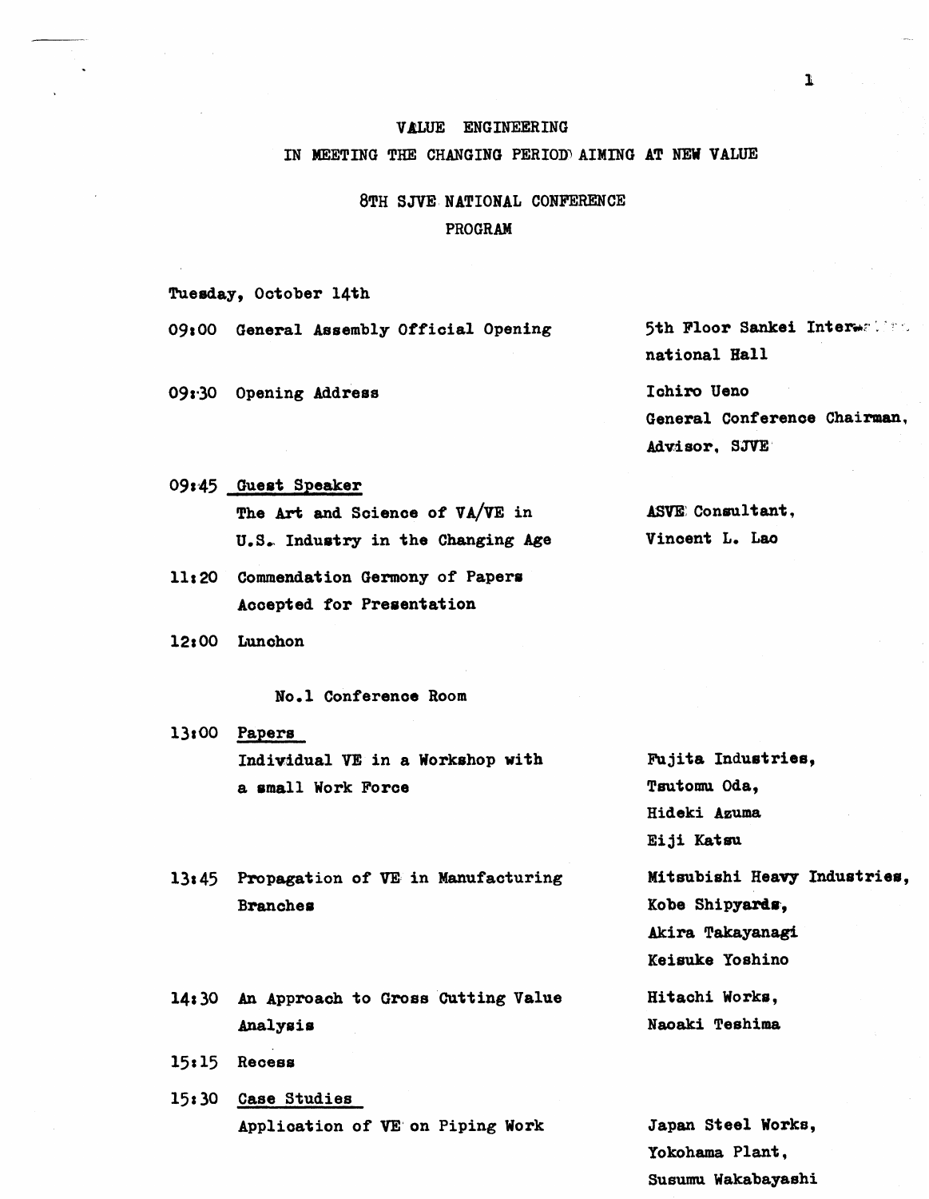# VALUE ENGINEERING

## IN MEETING THE CHANGING PERIOD AIMING AT NEW VALUE

## 8TH SJVE NATIONAL CONFERENCE

## PROGRAM

**Tuesday, October 14th**

| Time | Event | Location / Speaker |
|---|---|---|
| 09:00 | General Assembly Official Opening | 5th Floor Sankei International Hall |
| 09:30 | Opening Address | Ichiro Ueno, General Conference Chairman, Advisor, SJVE |
| 09:45 | Guest Speaker: The Art and Science of VA/VE in U.S. Industry in the Changing Age | ASVE Consultant, Vincent L. Lao |
| 11:20 | Commendation Germony of Papers Accepted for Presentation | |
| 12:00 | Lunchon | |

**No.1 Conference Room**

| Time | Event | Location / Speaker |
|---|---|---|
| 13:00 | Papers: Individual VE in a Workshop with a small Work Force | Fujita Industries, Tsutomu Oda, Hideki Azuma, Eiji Katsu |
| 13:45 | Propagation of VE in Manufacturing Branches | Mitsubishi Heavy Industries, Kobe Shipyards, Akira Takayanagi, Keisuke Yoshino |
| 14:30 | An Approach to Gross Cutting Value Analysis | Hitachi Works, Naoaki Teshima |
| 15:15 | Recess | |
| 15:30 | Case Studies: Application of VE on Piping Work | Japan Steel Works, Yokohama Plant, Susumu Wakabayashi |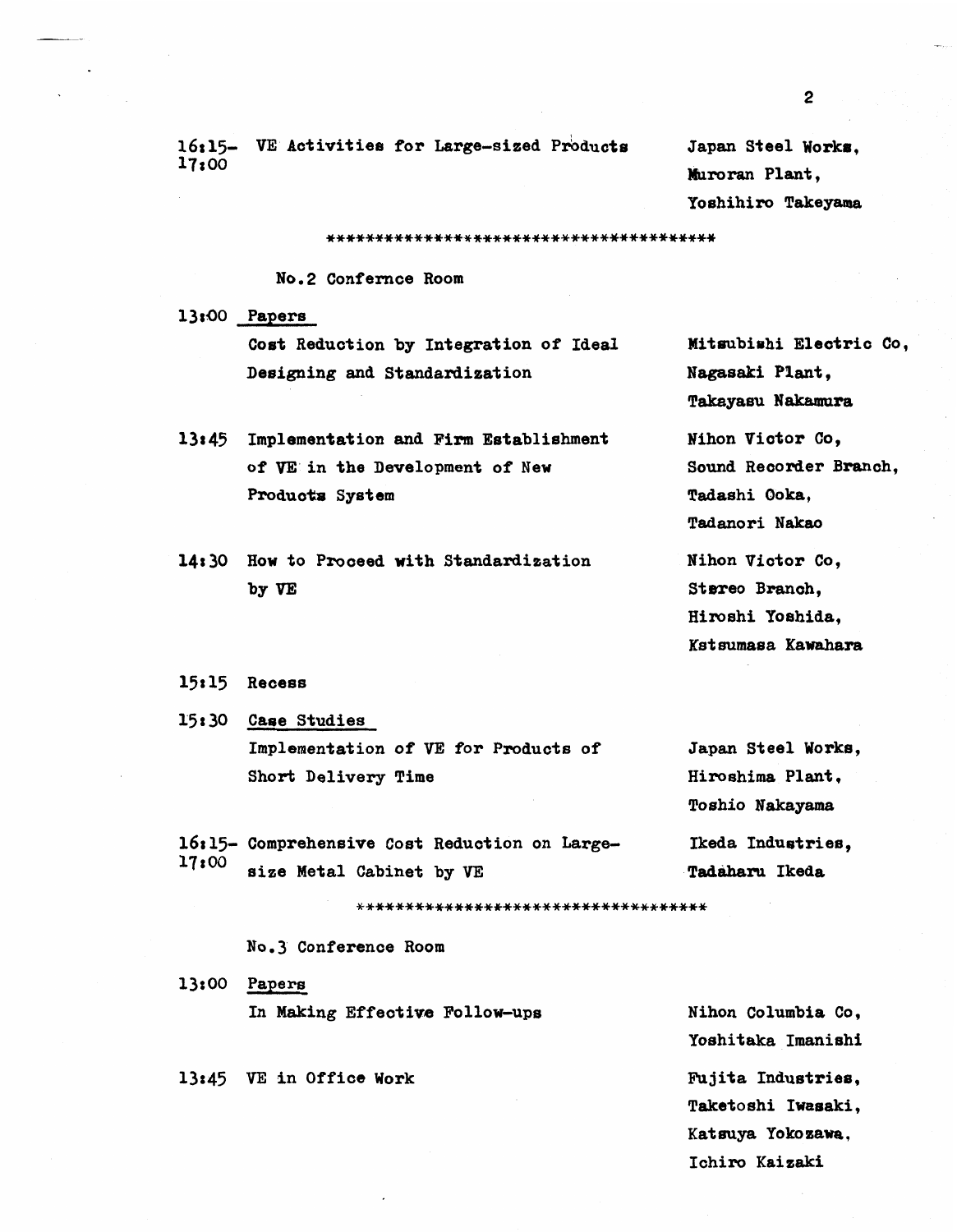| | | |
|---|---|---|
| 16:15-17:00 | VE Activities for Large-sized Products | Japan Steel Works, Muroran Plant, Yoshihiro Takeyama |

****************************************

No.2 Confernce Room

| | | |
|---|---|---|
| 13:00 | Papers | |
| | Cost Reduction by Integration of Ideal Designing and Standardization | Mitsubishi Electric Co, Nagasaki Plant, Takayasu Nakamura |
| 13:45 | Implementation and Firm Establishment of VE in the Development of New Products System | Nihon Victor Co, Sound Recorder Branch, Tadashi Ooka, Tadanori Nakao |
| 14:30 | How to Proceed with Standardization by VE | Nihon Victor Co, Stereo Branch, Hiroshi Yoshida, Kstsumasa Kawahara |
| 15:15 | Recess | |
| 15:30 | Case Studies | |
| | Implementation of VE for Products of Short Delivery Time | Japan Steel Works, Hiroshima Plant, Toshio Nakayama |
| 16:15-17:00 | Comprehensive Cost Reduction on Large-size Metal Cabinet by VE | Ikeda Industries, Tadaharu Ikeda |

************************************

No.3 Conference Room

| | | |
|---|---|---|
| 13:00 | Papers | |
| | In Making Effective Follow-ups | Nihon Columbia Co, Yoshitaka Imanishi |
| 13:45 | VE in Office Work | Fujita Industries, Taketoshi Iwasaki, Katsuya Yokozawa, Ichiro Kaizaki |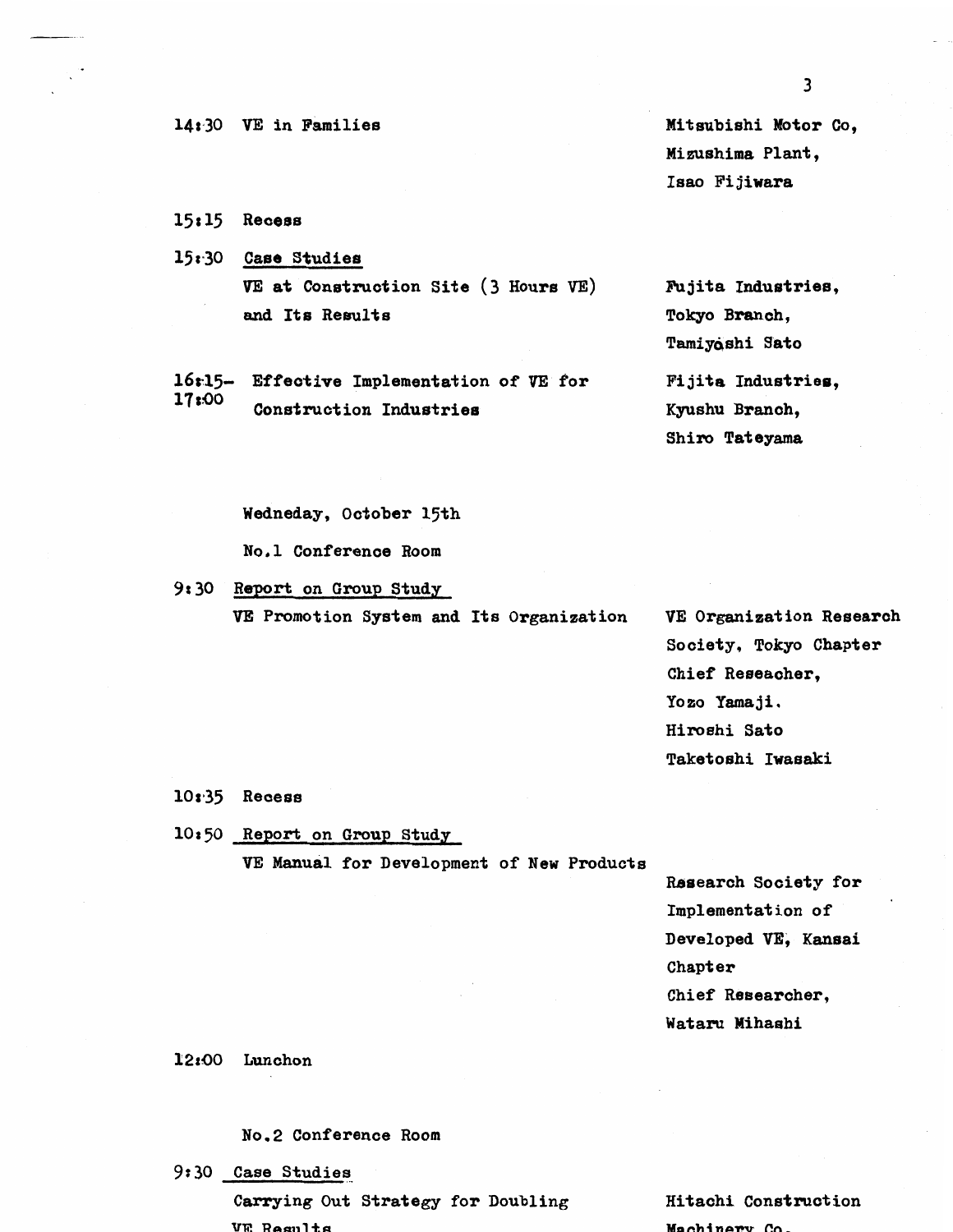14:30 VE in Families — Mitsubishi Motor Co, Mizushima Plant, Isao Fijiwara

15:15 Recess

15:30 Case Studies

VE at Construction Site (3 Hours VE) and Its Results — Fujita Industries, Tokyo Branch, Tamiyoshi Sato

16:15–17:00 Effective Implementation of VE for Construction Industries — Fijita Industries, Kyushu Branch, Shiro Tateyama

Wedneday, October 15th

No.1 Conference Room

9:30 Report on Group Study

VE Promotion System and Its Organization — VE Organization Research Society, Tokyo Chapter Chief Reseacher, Yozo Yamaji. Hiroshi Sato, Taketoshi Iwasaki

10:35 Recess

10:50 Report on Group Study

VE Manual for Development of New Products — Research Society for Implementation of Developed VE, Kansai Chapter Chief Researcher, Wataru Mihashi

12:00 Lunchon

No.2 Conference Room

9:30 Case Studies

Carrying Out Strategy for Doubling VE Results — Hitachi Construction Machinery Co.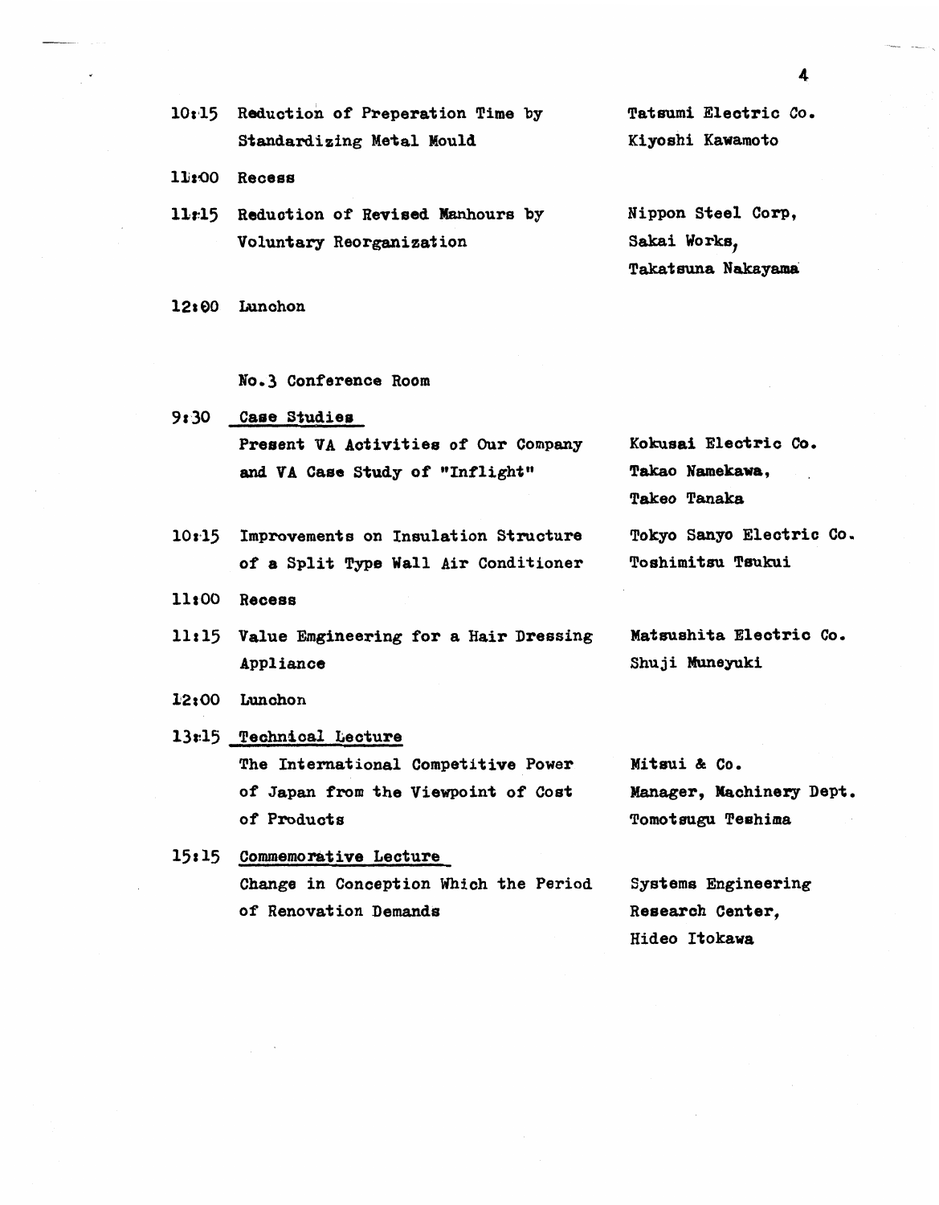10:15 Reduction of Preperation Time by Standardizing Metal Mould — Tatsumi Electric Co. Kiyoshi Kawamoto

11:00 Recess

11:15 Reduction of Revised Manhours by Voluntary Reorganization — Nippon Steel Corp, Sakai Works, Takatsuna Nakayama

12:00 Lunchon

No.3 Conference Room

9:30 Case Studies

Present VA Activities of Our Company and VA Case Study of "Inflight" — Kokusai Electric Co. Takao Namekawa, Takeo Tanaka

10:15 Improvements on Insulation Structure of a Split Type Wall Air Conditioner — Tokyo Sanyo Electric Co. Toshimitsu Tsukui

11:00 Recess

11:15 Value Emgineering for a Hair Dressing Appliance — Matsushita Electric Co. Shuji Muneyuki

12:00 Lunchon

13:15 Technical Lecture

The International Competitive Power of Japan from the Viewpoint of Cost of Products — Mitsui & Co. Manager, Machinery Dept. Tomotsugu Teshima

15:15 Commemorative Lecture

Change in Conception Which the Period of Renovation Demands — Systems Engineering Research Center, Hideo Itokawa